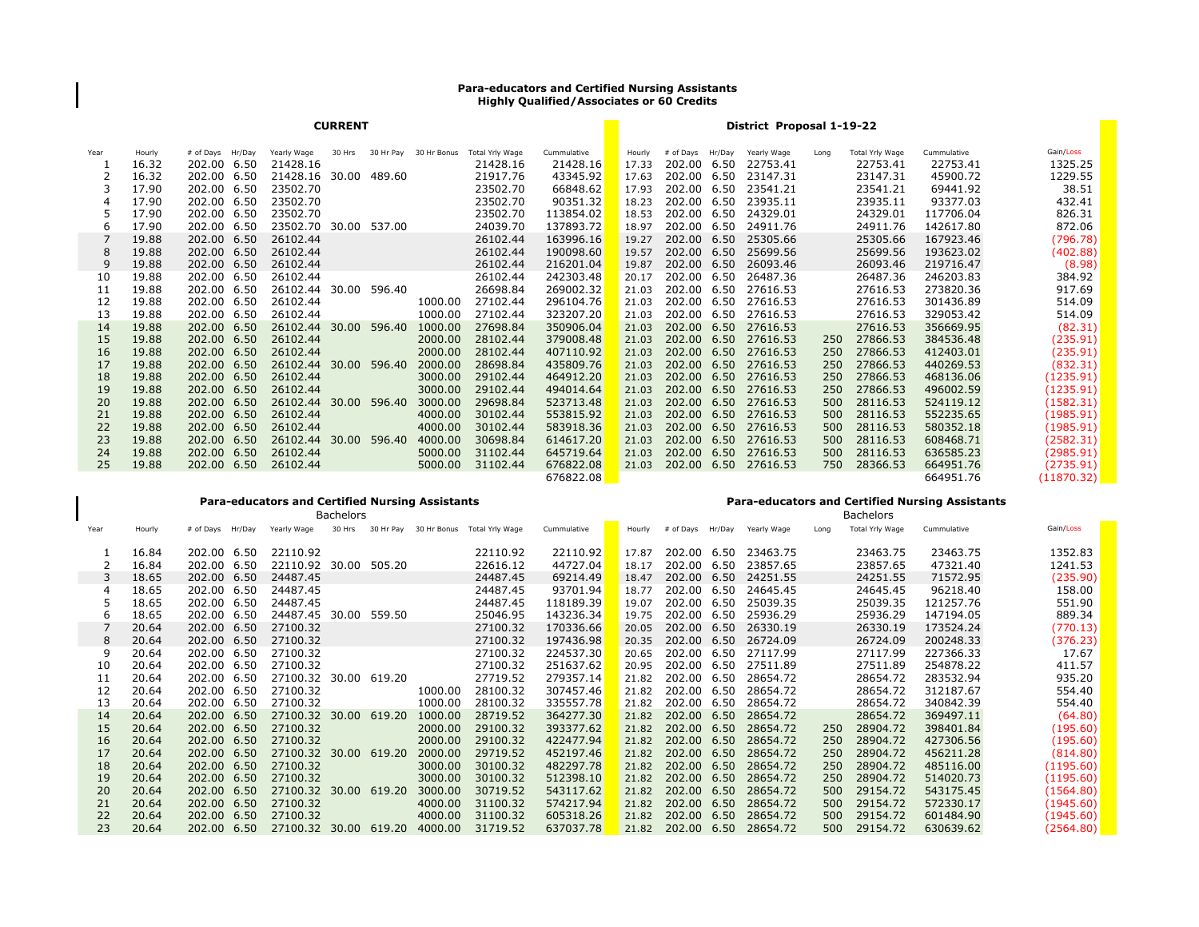**Para-educators and Certified Nursing Assistants**
**Highly Qualified/Associates or 60 Credits**

| | **CURRENT** | | | | | | | | | **District Proposal 1-19-22** | | | | | | | |
|---|---|---|---|---|---|---|---|---|---|---|---|---|---|---|---|---|---|
| Year | Hourly | # of Days | Hr/Day | Yearly Wage | 30 Hrs | 30 Hr Pay | 30 Hr Bonus | Total Yrly Wage | Cummulative | Hourly | # of Days | Hr/Day | Yearly Wage | Long | Total Yrly Wage | Cummulative | Gain/Loss |
| 1 | 16.32 | 202.00 | 6.50 | 21428.16 | | | | 21428.16 | 21428.16 | 17.33 | 202.00 | 6.50 | 22753.41 | | 22753.41 | 22753.41 | 1325.25 |
| 2 | 16.32 | 202.00 | 6.50 | 21428.16 | 30.00 | 489.60 | | 21917.76 | 43345.92 | 17.63 | 202.00 | 6.50 | 23147.31 | | 23147.31 | 45900.72 | 1229.55 |
| 3 | 17.90 | 202.00 | 6.50 | 23502.70 | | | | 23502.70 | 66848.62 | 17.93 | 202.00 | 6.50 | 23541.21 | | 23541.21 | 69441.92 | 38.51 |
| 4 | 17.90 | 202.00 | 6.50 | 23502.70 | | | | 23502.70 | 90351.32 | 18.23 | 202.00 | 6.50 | 23935.11 | | 23935.11 | 93377.03 | 432.41 |
| 5 | 17.90 | 202.00 | 6.50 | 23502.70 | | | | 23502.70 | 113854.02 | 18.53 | 202.00 | 6.50 | 24329.01 | | 24329.01 | 117706.04 | 826.31 |
| 6 | 17.90 | 202.00 | 6.50 | 23502.70 | 30.00 | 537.00 | | 24039.70 | 137893.72 | 18.97 | 202.00 | 6.50 | 24911.76 | | 24911.76 | 142617.80 | 872.06 |
| 7 | 19.88 | 202.00 | 6.50 | 26102.44 | | | | 26102.44 | 163996.16 | 19.27 | 202.00 | 6.50 | 25305.66 | | 25305.66 | 167923.46 | (796.78) |
| 8 | 19.88 | 202.00 | 6.50 | 26102.44 | | | | 26102.44 | 190098.60 | 19.57 | 202.00 | 6.50 | 25699.56 | | 25699.56 | 193623.02 | (402.88) |
| 9 | 19.88 | 202.00 | 6.50 | 26102.44 | | | | 26102.44 | 216201.04 | 19.87 | 202.00 | 6.50 | 26093.46 | | 26093.46 | 219716.47 | (8.98) |
| 10 | 19.88 | 202.00 | 6.50 | 26102.44 | | | | 26102.44 | 242303.48 | 20.17 | 202.00 | 6.50 | 26487.36 | | 26487.36 | 246203.83 | 384.92 |
| 11 | 19.88 | 202.00 | 6.50 | 26102.44 | 30.00 | 596.40 | | 26698.84 | 269002.32 | 21.03 | 202.00 | 6.50 | 27616.53 | | 27616.53 | 273820.36 | 917.69 |
| 12 | 19.88 | 202.00 | 6.50 | 26102.44 | | | 1000.00 | 27102.44 | 296104.76 | 21.03 | 202.00 | 6.50 | 27616.53 | | 27616.53 | 301436.89 | 514.09 |
| 13 | 19.88 | 202.00 | 6.50 | 26102.44 | | | 1000.00 | 27102.44 | 323207.20 | 21.03 | 202.00 | 6.50 | 27616.53 | | 27616.53 | 329053.42 | 514.09 |
| 14 | 19.88 | 202.00 | 6.50 | 26102.44 | 30.00 | 596.40 | 1000.00 | 27698.84 | 350906.04 | 21.03 | 202.00 | 6.50 | 27616.53 | | 27616.53 | 356669.95 | (82.31) |
| 15 | 19.88 | 202.00 | 6.50 | 26102.44 | | | 2000.00 | 28102.44 | 379008.48 | 21.03 | 202.00 | 6.50 | 27616.53 | 250 | 27866.53 | 384536.48 | (235.91) |
| 16 | 19.88 | 202.00 | 6.50 | 26102.44 | | | 2000.00 | 28102.44 | 407110.92 | 21.03 | 202.00 | 6.50 | 27616.53 | 250 | 27866.53 | 412403.01 | (235.91) |
| 17 | 19.88 | 202.00 | 6.50 | 26102.44 | 30.00 | 596.40 | 2000.00 | 28698.84 | 435809.76 | 21.03 | 202.00 | 6.50 | 27616.53 | 250 | 27866.53 | 440269.53 | (832.31) |
| 18 | 19.88 | 202.00 | 6.50 | 26102.44 | | | 3000.00 | 29102.44 | 464912.20 | 21.03 | 202.00 | 6.50 | 27616.53 | 250 | 27866.53 | 468136.06 | (1235.91) |
| 19 | 19.88 | 202.00 | 6.50 | 26102.44 | | | 3000.00 | 29102.44 | 494014.64 | 21.03 | 202.00 | 6.50 | 27616.53 | 250 | 27866.53 | 496002.59 | (1235.91) |
| 20 | 19.88 | 202.00 | 6.50 | 26102.44 | 30.00 | 596.40 | 3000.00 | 29698.84 | 523713.48 | 21.03 | 202.00 | 6.50 | 27616.53 | 500 | 28116.53 | 524119.12 | (1582.31) |
| 21 | 19.88 | 202.00 | 6.50 | 26102.44 | | | 4000.00 | 30102.44 | 553815.92 | 21.03 | 202.00 | 6.50 | 27616.53 | 500 | 28116.53 | 552235.65 | (1985.91) |
| 22 | 19.88 | 202.00 | 6.50 | 26102.44 | | | 4000.00 | 30102.44 | 583918.36 | 21.03 | 202.00 | 6.50 | 27616.53 | 500 | 28116.53 | 580352.18 | (1985.91) |
| 23 | 19.88 | 202.00 | 6.50 | 26102.44 | 30.00 | 596.40 | 4000.00 | 30698.84 | 614617.20 | 21.03 | 202.00 | 6.50 | 27616.53 | 500 | 28116.53 | 608468.71 | (2582.31) |
| 24 | 19.88 | 202.00 | 6.50 | 26102.44 | | | 5000.00 | 31102.44 | 645719.64 | 21.03 | 202.00 | 6.50 | 27616.53 | 500 | 28116.53 | 636585.23 | (2985.91) |
| 25 | 19.88 | 202.00 | 6.50 | 26102.44 | | | 5000.00 | 31102.44 | 676822.08 | 21.03 | 202.00 | 6.50 | 27616.53 | 750 | 28366.53 | 664951.76 | (2735.91) |
| | | | | | | | | | 676822.08 | | | | | | | 664951.76 | (11870.32) |

**Para-educators and Certified Nursing Assistants**
**Bachelors**

| Year | Hourly | # of Days | Hr/Day | Yearly Wage | 30 Hrs | 30 Hr Pay | 30 Hr Bonus | Total Yrly Wage | Cummulative | Hourly | # of Days | Hr/Day | Yearly Wage | Long | Total Yrly Wage | Cummulative | Gain/Loss |
|---|---|---|---|---|---|---|---|---|---|---|---|---|---|---|---|---|---|
| 1 | 16.84 | 202.00 | 6.50 | 22110.92 | | | | 22110.92 | 22110.92 | 17.87 | 202.00 | 6.50 | 23463.75 | | 23463.75 | 23463.75 | 1352.83 |
| 2 | 16.84 | 202.00 | 6.50 | 22110.92 | 30.00 | 505.20 | | 22616.12 | 44727.04 | 18.17 | 202.00 | 6.50 | 23857.65 | | 23857.65 | 47321.40 | 1241.53 |
| 3 | 18.65 | 202.00 | 6.50 | 24487.45 | | | | 24487.45 | 69214.49 | 18.47 | 202.00 | 6.50 | 24251.55 | | 24251.55 | 71572.95 | (235.90) |
| 4 | 18.65 | 202.00 | 6.50 | 24487.45 | | | | 24487.45 | 93701.94 | 18.77 | 202.00 | 6.50 | 24645.45 | | 24645.45 | 96218.40 | 158.00 |
| 5 | 18.65 | 202.00 | 6.50 | 24487.45 | | | | 24487.45 | 118189.39 | 19.07 | 202.00 | 6.50 | 25039.35 | | 25039.35 | 121257.76 | 551.90 |
| 6 | 18.65 | 202.00 | 6.50 | 24487.45 | 30.00 | 559.50 | | 25046.95 | 143236.34 | 19.75 | 202.00 | 6.50 | 25936.29 | | 25936.29 | 147194.05 | 889.34 |
| 7 | 20.64 | 202.00 | 6.50 | 27100.32 | | | | 27100.32 | 170336.66 | 20.05 | 202.00 | 6.50 | 26330.19 | | 26330.19 | 173524.24 | (770.13) |
| 8 | 20.64 | 202.00 | 6.50 | 27100.32 | | | | 27100.32 | 197436.98 | 20.35 | 202.00 | 6.50 | 26724.09 | | 26724.09 | 200248.33 | (376.23) |
| 9 | 20.64 | 202.00 | 6.50 | 27100.32 | | | | 27100.32 | 224537.30 | 20.65 | 202.00 | 6.50 | 27117.99 | | 27117.99 | 227366.33 | 17.67 |
| 10 | 20.64 | 202.00 | 6.50 | 27100.32 | | | | 27100.32 | 251637.62 | 20.95 | 202.00 | 6.50 | 27511.89 | | 27511.89 | 254878.22 | 411.57 |
| 11 | 20.64 | 202.00 | 6.50 | 27100.32 | 30.00 | 619.20 | | 27719.52 | 279357.14 | 21.82 | 202.00 | 6.50 | 28654.72 | | 28654.72 | 283532.94 | 935.20 |
| 12 | 20.64 | 202.00 | 6.50 | 27100.32 | | | 1000.00 | 28100.32 | 307457.46 | 21.82 | 202.00 | 6.50 | 28654.72 | | 28654.72 | 312187.67 | 554.40 |
| 13 | 20.64 | 202.00 | 6.50 | 27100.32 | | | 1000.00 | 28100.32 | 335557.78 | 21.82 | 202.00 | 6.50 | 28654.72 | | 28654.72 | 340842.39 | 554.40 |
| 14 | 20.64 | 202.00 | 6.50 | 27100.32 | 30.00 | 619.20 | 1000.00 | 28719.52 | 364277.30 | 21.82 | 202.00 | 6.50 | 28654.72 | | 28654.72 | 369497.11 | (64.80) |
| 15 | 20.64 | 202.00 | 6.50 | 27100.32 | | | 2000.00 | 29100.32 | 393377.62 | 21.82 | 202.00 | 6.50 | 28654.72 | 250 | 28904.72 | 398401.84 | (195.60) |
| 16 | 20.64 | 202.00 | 6.50 | 27100.32 | | | 2000.00 | 29100.32 | 422477.94 | 21.82 | 202.00 | 6.50 | 28654.72 | 250 | 28904.72 | 427306.56 | (195.60) |
| 17 | 20.64 | 202.00 | 6.50 | 27100.32 | 30.00 | 619.20 | 2000.00 | 29719.52 | 452197.46 | 21.82 | 202.00 | 6.50 | 28654.72 | 250 | 28904.72 | 456211.28 | (814.80) |
| 18 | 20.64 | 202.00 | 6.50 | 27100.32 | | | 3000.00 | 30100.32 | 482297.78 | 21.82 | 202.00 | 6.50 | 28654.72 | 250 | 28904.72 | 485116.00 | (1195.60) |
| 19 | 20.64 | 202.00 | 6.50 | 27100.32 | | | 3000.00 | 30100.32 | 512398.10 | 21.82 | 202.00 | 6.50 | 28654.72 | 250 | 28904.72 | 514020.73 | (1195.60) |
| 20 | 20.64 | 202.00 | 6.50 | 27100.32 | 30.00 | 619.20 | 3000.00 | 30719.52 | 543117.62 | 21.82 | 202.00 | 6.50 | 28654.72 | 500 | 29154.72 | 543175.45 | (1564.80) |
| 21 | 20.64 | 202.00 | 6.50 | 27100.32 | | | 4000.00 | 31100.32 | 574217.94 | 21.82 | 202.00 | 6.50 | 28654.72 | 500 | 29154.72 | 572330.17 | (1945.60) |
| 22 | 20.64 | 202.00 | 6.50 | 27100.32 | | | 4000.00 | 31100.32 | 605318.26 | 21.82 | 202.00 | 6.50 | 28654.72 | 500 | 29154.72 | 601484.90 | (1945.60) |
| 23 | 20.64 | 202.00 | 6.50 | 27100.32 | 30.00 | 619.20 | 4000.00 | 31719.52 | 637037.78 | 21.82 | 202.00 | 6.50 | 28654.72 | 500 | 29154.72 | 630639.62 | (2564.80) |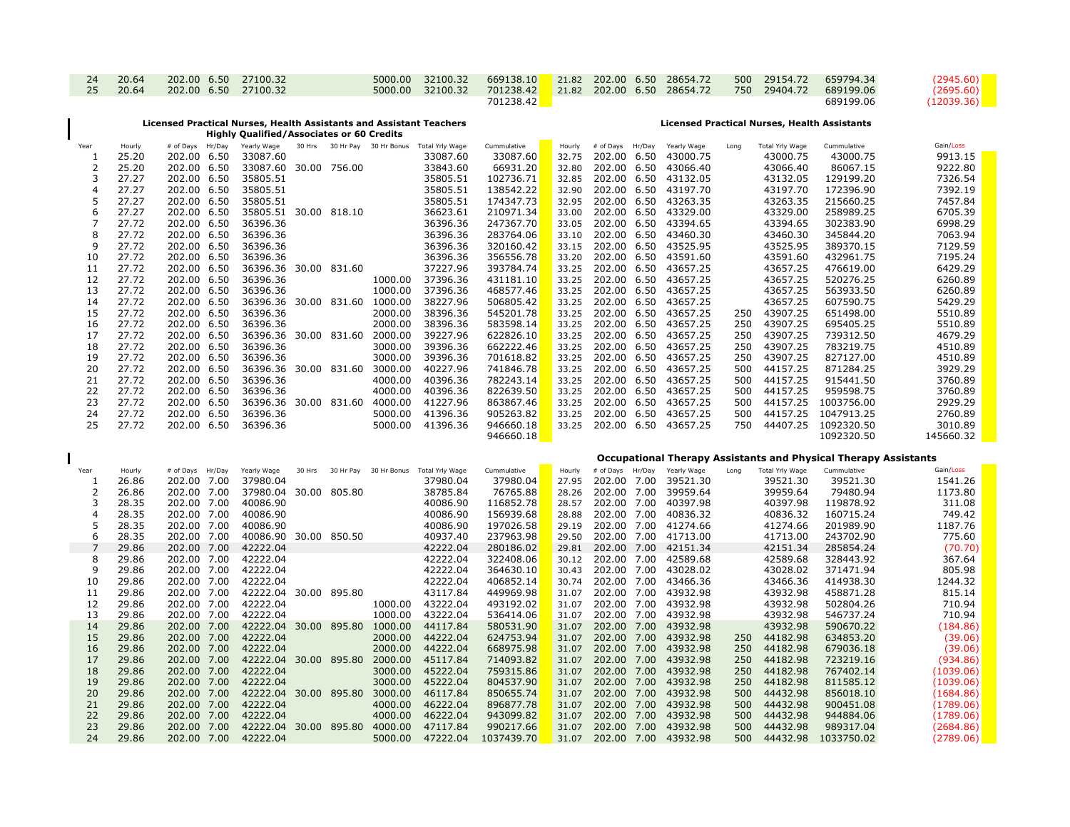| Year | Hourly | # of Days | Hr/Day | Yearly Wage | 30 Hrs | 30 Hr Pay | 30 Hr Bonus | Total Yrly Wage | Cummulative | Hourly | # of Days | Hr/Day | Yearly Wage | Long | Total Yrly Wage | Cummulative | Gain/Loss |
|---|---|---|---|---|---|---|---|---|---|---|---|---|---|---|---|---|---|
| 24 | 20.64 | 202.00 | 6.50 | 27100.32 | | | 5000.00 | 32100.32 | 669138.10 | 21.82 | 202.00 | 6.50 | 28654.72 | 500 | 29154.72 | 659794.34 | (2945.60) |
| 25 | 20.64 | 202.00 | 6.50 | 27100.32 | | | 5000.00 | 32100.32 | 701238.42 | 21.82 | 202.00 | 6.50 | 28654.72 | 750 | 29404.72 | 689199.06 | (2695.60) |
| | | | | | | | | | 701238.42 | | | | | | | 689199.06 | (12039.36) |

**Licensed Practical Nurses, Health Assistants and Assistant Teachers Highly Qualified/Associates or 60 Credits** | **Licensed Practical Nurses, Health Assistants**

| Year | Hourly | # of Days | Hr/Day | Yearly Wage | 30 Hrs | 30 Hr Pay | 30 Hr Bonus | Total Yrly Wage | Cummulative | Hourly | # of Days | Hr/Day | Yearly Wage | Long | Total Yrly Wage | Cummulative | Gain/Loss |
|---|---|---|---|---|---|---|---|---|---|---|---|---|---|---|---|---|---|
| 1 | 25.20 | 202.00 | 6.50 | 33087.60 | | | | 33087.60 | 33087.60 | 32.75 | 202.00 | 6.50 | 43000.75 | | 43000.75 | 43000.75 | 9913.15 |
| 2 | 25.20 | 202.00 | 6.50 | 33087.60 | 30.00 | 756.00 | | 33843.60 | 66931.20 | 32.80 | 202.00 | 6.50 | 43066.40 | | 43066.40 | 86067.15 | 9222.80 |
| 3 | 27.27 | 202.00 | 6.50 | 35805.51 | | | | 35805.51 | 102736.71 | 32.85 | 202.00 | 6.50 | 43132.05 | | 43132.05 | 129199.20 | 7326.54 |
| 4 | 27.27 | 202.00 | 6.50 | 35805.51 | | | | 35805.51 | 138542.22 | 32.90 | 202.00 | 6.50 | 43197.70 | | 43197.70 | 172396.90 | 7392.19 |
| 5 | 27.27 | 202.00 | 6.50 | 35805.51 | | | | 35805.51 | 174347.73 | 32.95 | 202.00 | 6.50 | 43263.35 | | 43263.35 | 215660.25 | 7457.84 |
| 6 | 27.27 | 202.00 | 6.50 | 35805.51 | 30.00 | 818.10 | | 36623.61 | 210971.34 | 33.00 | 202.00 | 6.50 | 43329.00 | | 43329.00 | 258989.25 | 6705.39 |
| 7 | 27.72 | 202.00 | 6.50 | 36396.36 | | | | 36396.36 | 247367.70 | 33.05 | 202.00 | 6.50 | 43394.65 | | 43394.65 | 302383.90 | 6998.29 |
| 8 | 27.72 | 202.00 | 6.50 | 36396.36 | | | | 36396.36 | 283764.06 | 33.10 | 202.00 | 6.50 | 43460.30 | | 43460.30 | 345844.20 | 7063.94 |
| 9 | 27.72 | 202.00 | 6.50 | 36396.36 | | | | 36396.36 | 320160.42 | 33.15 | 202.00 | 6.50 | 43525.95 | | 43525.95 | 389370.15 | 7129.59 |
| 10 | 27.72 | 202.00 | 6.50 | 36396.36 | | | | 36396.36 | 356556.78 | 33.20 | 202.00 | 6.50 | 43591.60 | | 43591.60 | 432961.75 | 7195.24 |
| 11 | 27.72 | 202.00 | 6.50 | 36396.36 | 30.00 | 831.60 | | 37227.96 | 393784.74 | 33.25 | 202.00 | 6.50 | 43657.25 | | 43657.25 | 476619.00 | 6429.29 |
| 12 | 27.72 | 202.00 | 6.50 | 36396.36 | | | 1000.00 | 37396.36 | 431181.10 | 33.25 | 202.00 | 6.50 | 43657.25 | | 43657.25 | 520276.25 | 6260.89 |
| 13 | 27.72 | 202.00 | 6.50 | 36396.36 | | | 1000.00 | 37396.36 | 468577.46 | 33.25 | 202.00 | 6.50 | 43657.25 | | 43657.25 | 563933.50 | 6260.89 |
| 14 | 27.72 | 202.00 | 6.50 | 36396.36 | 30.00 | 831.60 | 1000.00 | 38227.96 | 506805.42 | 33.25 | 202.00 | 6.50 | 43657.25 | | 43657.25 | 607590.75 | 5429.29 |
| 15 | 27.72 | 202.00 | 6.50 | 36396.36 | | | 2000.00 | 38396.36 | 545201.78 | 33.25 | 202.00 | 6.50 | 43657.25 | 250 | 43907.25 | 651498.00 | 5510.89 |
| 16 | 27.72 | 202.00 | 6.50 | 36396.36 | | | 2000.00 | 38396.36 | 583598.14 | 33.25 | 202.00 | 6.50 | 43657.25 | 250 | 43907.25 | 695405.25 | 5510.89 |
| 17 | 27.72 | 202.00 | 6.50 | 36396.36 | 30.00 | 831.60 | 2000.00 | 39227.96 | 622826.10 | 33.25 | 202.00 | 6.50 | 43657.25 | 250 | 43907.25 | 739312.50 | 4679.29 |
| 18 | 27.72 | 202.00 | 6.50 | 36396.36 | | | 3000.00 | 39396.36 | 662222.46 | 33.25 | 202.00 | 6.50 | 43657.25 | 250 | 43907.25 | 783219.75 | 4510.89 |
| 19 | 27.72 | 202.00 | 6.50 | 36396.36 | | | 3000.00 | 39396.36 | 701618.82 | 33.25 | 202.00 | 6.50 | 43657.25 | 250 | 43907.25 | 827127.00 | 4510.89 |
| 20 | 27.72 | 202.00 | 6.50 | 36396.36 | 30.00 | 831.60 | 3000.00 | 40227.96 | 741846.78 | 33.25 | 202.00 | 6.50 | 43657.25 | 500 | 44157.25 | 871284.25 | 3929.29 |
| 21 | 27.72 | 202.00 | 6.50 | 36396.36 | | | 4000.00 | 40396.36 | 782243.14 | 33.25 | 202.00 | 6.50 | 43657.25 | 500 | 44157.25 | 915441.50 | 3760.89 |
| 22 | 27.72 | 202.00 | 6.50 | 36396.36 | | | 4000.00 | 40396.36 | 822639.50 | 33.25 | 202.00 | 6.50 | 43657.25 | 500 | 44157.25 | 959598.75 | 3760.89 |
| 23 | 27.72 | 202.00 | 6.50 | 36396.36 | 30.00 | 831.60 | 4000.00 | 41227.96 | 863867.46 | 33.25 | 202.00 | 6.50 | 43657.25 | 500 | 44157.25 | 1003756.00 | 2929.29 |
| 24 | 27.72 | 202.00 | 6.50 | 36396.36 | | | 5000.00 | 41396.36 | 905263.82 | 33.25 | 202.00 | 6.50 | 43657.25 | 500 | 44157.25 | 1047913.25 | 2760.89 |
| 25 | 27.72 | 202.00 | 6.50 | 36396.36 | | | 5000.00 | 41396.36 | 946660.18 | 33.25 | 202.00 | 6.50 | 43657.25 | 750 | 44407.25 | 1092320.50 | 3010.89 |
| | | | | | | | | | 946660.18 | | | | | | | 1092320.50 | 145660.32 |

**Occupational Therapy Assistants and Physical Therapy Assistants**

| Year | Hourly | # of Days | Hr/Day | Yearly Wage | 30 Hrs | 30 Hr Pay | 30 Hr Bonus | Total Yrly Wage | Cummulative | Hourly | # of Days | Hr/Day | Yearly Wage | Long | Total Yrly Wage | Cummulative | Gain/Loss |
|---|---|---|---|---|---|---|---|---|---|---|---|---|---|---|---|---|---|
| 1 | 26.86 | 202.00 | 7.00 | 37980.04 | | | | 37980.04 | 37980.04 | 27.95 | 202.00 | 7.00 | 39521.30 | | 39521.30 | 39521.30 | 1541.26 |
| 2 | 26.86 | 202.00 | 7.00 | 37980.04 | 30.00 | 805.80 | | 38785.84 | 76765.88 | 28.26 | 202.00 | 7.00 | 39959.64 | | 39959.64 | 79480.94 | 1173.80 |
| 3 | 28.35 | 202.00 | 7.00 | 40086.90 | | | | 40086.90 | 116852.78 | 28.57 | 202.00 | 7.00 | 40397.98 | | 40397.98 | 119878.92 | 311.08 |
| 4 | 28.35 | 202.00 | 7.00 | 40086.90 | | | | 40086.90 | 156939.68 | 28.88 | 202.00 | 7.00 | 40836.32 | | 40836.32 | 160715.24 | 749.42 |
| 5 | 28.35 | 202.00 | 7.00 | 40086.90 | | | | 40086.90 | 197026.58 | 29.19 | 202.00 | 7.00 | 41274.66 | | 41274.66 | 201989.90 | 1187.76 |
| 6 | 28.35 | 202.00 | 7.00 | 40086.90 | 30.00 | 850.50 | | 40937.40 | 237963.98 | 29.50 | 202.00 | 7.00 | 41713.00 | | 41713.00 | 243702.90 | 775.60 |
| 7 | 29.86 | 202.00 | 7.00 | 42222.04 | | | | 42222.04 | 280186.02 | 29.81 | 202.00 | 7.00 | 42151.34 | | 42151.34 | 285854.24 | (70.70) |
| 8 | 29.86 | 202.00 | 7.00 | 42222.04 | | | | 42222.04 | 322408.06 | 30.12 | 202.00 | 7.00 | 42589.68 | | 42589.68 | 328443.92 | 367.64 |
| 9 | 29.86 | 202.00 | 7.00 | 42222.04 | | | | 42222.04 | 364630.10 | 30.43 | 202.00 | 7.00 | 43028.02 | | 43028.02 | 371471.94 | 805.98 |
| 10 | 29.86 | 202.00 | 7.00 | 42222.04 | | | | 42222.04 | 406852.14 | 30.74 | 202.00 | 7.00 | 43466.36 | | 43466.36 | 414938.30 | 1244.32 |
| 11 | 29.86 | 202.00 | 7.00 | 42222.04 | 30.00 | 895.80 | | 43117.84 | 449969.98 | 31.07 | 202.00 | 7.00 | 43932.98 | | 43932.98 | 458871.28 | 815.14 |
| 12 | 29.86 | 202.00 | 7.00 | 42222.04 | | | 1000.00 | 43222.04 | 493192.02 | 31.07 | 202.00 | 7.00 | 43932.98 | | 43932.98 | 502804.26 | 710.94 |
| 13 | 29.86 | 202.00 | 7.00 | 42222.04 | | | 1000.00 | 43222.04 | 536414.06 | 31.07 | 202.00 | 7.00 | 43932.98 | | 43932.98 | 546737.24 | 710.94 |
| 14 | 29.86 | 202.00 | 7.00 | 42222.04 | 30.00 | 895.80 | 1000.00 | 44117.84 | 580531.90 | 31.07 | 202.00 | 7.00 | 43932.98 | | 43932.98 | 590670.22 | (184.86) |
| 15 | 29.86 | 202.00 | 7.00 | 42222.04 | | | 2000.00 | 44222.04 | 624753.94 | 31.07 | 202.00 | 7.00 | 43932.98 | 250 | 44182.98 | 634853.20 | (39.06) |
| 16 | 29.86 | 202.00 | 7.00 | 42222.04 | | | 2000.00 | 44222.04 | 668975.98 | 31.07 | 202.00 | 7.00 | 43932.98 | 250 | 44182.98 | 679036.18 | (39.06) |
| 17 | 29.86 | 202.00 | 7.00 | 42222.04 | 30.00 | 895.80 | 2000.00 | 45117.84 | 714093.82 | 31.07 | 202.00 | 7.00 | 43932.98 | 250 | 44182.98 | 723219.16 | (934.86) |
| 18 | 29.86 | 202.00 | 7.00 | 42222.04 | | | 3000.00 | 45222.04 | 759315.86 | 31.07 | 202.00 | 7.00 | 43932.98 | 250 | 44182.98 | 767402.14 | (1039.06) |
| 19 | 29.86 | 202.00 | 7.00 | 42222.04 | | | 3000.00 | 45222.04 | 804537.90 | 31.07 | 202.00 | 7.00 | 43932.98 | 250 | 44182.98 | 811585.12 | (1039.06) |
| 20 | 29.86 | 202.00 | 7.00 | 42222.04 | 30.00 | 895.80 | 3000.00 | 46117.84 | 850655.74 | 31.07 | 202.00 | 7.00 | 43932.98 | 500 | 44432.98 | 856018.10 | (1684.86) |
| 21 | 29.86 | 202.00 | 7.00 | 42222.04 | | | 4000.00 | 46222.04 | 896877.78 | 31.07 | 202.00 | 7.00 | 43932.98 | 500 | 44432.98 | 900451.08 | (1789.06) |
| 22 | 29.86 | 202.00 | 7.00 | 42222.04 | | | 4000.00 | 46222.04 | 943099.82 | 31.07 | 202.00 | 7.00 | 43932.98 | 500 | 44432.98 | 944884.06 | (1789.06) |
| 23 | 29.86 | 202.00 | 7.00 | 42222.04 | 30.00 | 895.80 | 4000.00 | 47117.84 | 990217.66 | 31.07 | 202.00 | 7.00 | 43932.98 | 500 | 44432.98 | 989317.04 | (2684.86) |
| 24 | 29.86 | 202.00 | 7.00 | 42222.04 | | | 5000.00 | 47222.04 | 1037439.70 | 31.07 | 202.00 | 7.00 | 43932.98 | 500 | 44432.98 | 1033750.02 | (2789.06) |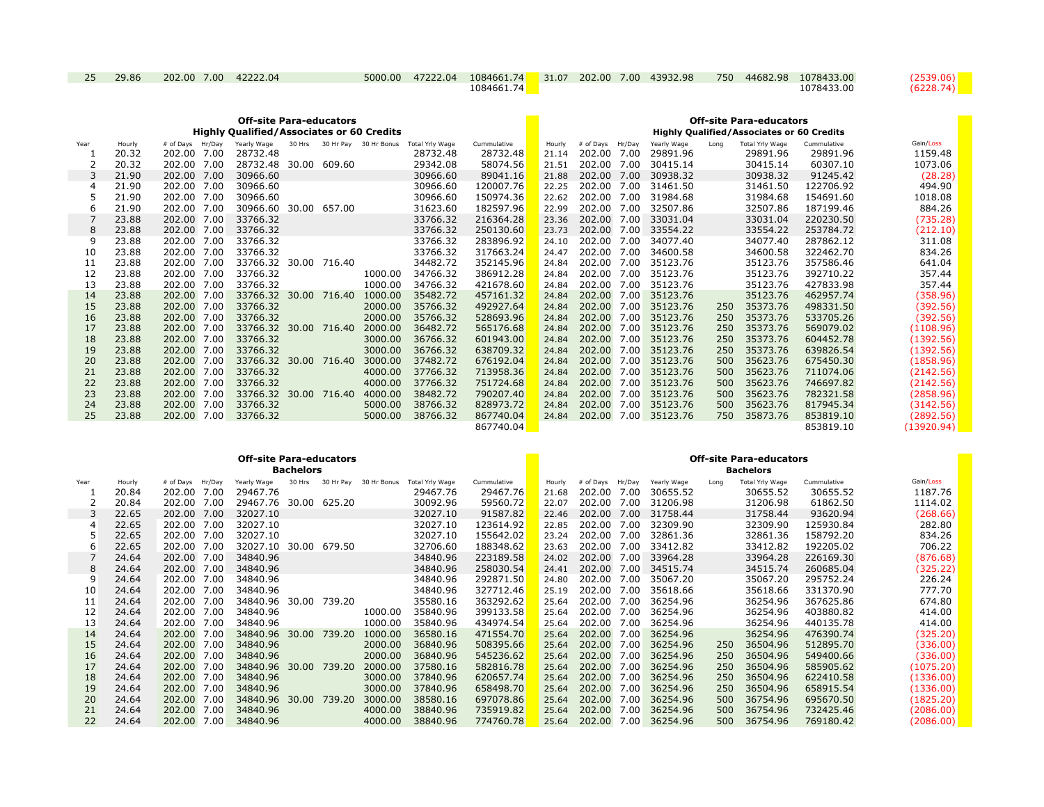| 25 | 29.86 | 202.00 | 7.00 | 42222.04 | | | 5000.00 | 47222.04 | 1084661.74 | 31.07 | 202.00 | 7.00 | 43932.98 | 750 | 44682.98 | 1078433.00 | (2539.06) |
|---|---|---|---|---|---|---|---|---|---|---|---|---|---|---|---|---|---|
| | | | | | | | | | 1084661.74 | | | | | | | 1078433.00 | (6228.74) |

**Off-site Para-educators — Highly Qualified/Associates or 60 Credits** (left) | **Off-site Para-educators — Highly Qualified/Associates or 60 Credits** (right)

| Year | Hourly | # of Days | Hr/Day | Yearly Wage | 30 Hrs | 30 Hr Pay | 30 Hr Bonus | Total Yrly Wage | Cummulative | Hourly | # of Days | Hr/Day | Yearly Wage | Long | Total Yrly Wage | Cummulative | Gain/Loss |
|---|---|---|---|---|---|---|---|---|---|---|---|---|---|---|---|---|---|
| 1 | 20.32 | 202.00 | 7.00 | 28732.48 | | | | 28732.48 | 28732.48 | 21.14 | 202.00 | 7.00 | 29891.96 | | 29891.96 | 29891.96 | 1159.48 |
| 2 | 20.32 | 202.00 | 7.00 | 28732.48 | 30.00 | 609.60 | | 29342.08 | 58074.56 | 21.51 | 202.00 | 7.00 | 30415.14 | | 30415.14 | 60307.10 | 1073.06 |
| 3 | 21.90 | 202.00 | 7.00 | 30966.60 | | | | 30966.60 | 89041.16 | 21.88 | 202.00 | 7.00 | 30938.32 | | 30938.32 | 91245.42 | (28.28) |
| 4 | 21.90 | 202.00 | 7.00 | 30966.60 | | | | 30966.60 | 120007.76 | 22.25 | 202.00 | 7.00 | 31461.50 | | 31461.50 | 122706.92 | 494.90 |
| 5 | 21.90 | 202.00 | 7.00 | 30966.60 | | | | 30966.60 | 150974.36 | 22.62 | 202.00 | 7.00 | 31984.68 | | 31984.68 | 154691.60 | 1018.08 |
| 6 | 21.90 | 202.00 | 7.00 | 30966.60 | 30.00 | 657.00 | | 31623.60 | 182597.96 | 22.99 | 202.00 | 7.00 | 32507.86 | | 32507.86 | 187199.46 | 884.26 |
| 7 | 23.88 | 202.00 | 7.00 | 33766.32 | | | | 33766.32 | 216364.28 | 23.36 | 202.00 | 7.00 | 33031.04 | | 33031.04 | 220230.50 | (735.28) |
| 8 | 23.88 | 202.00 | 7.00 | 33766.32 | | | | 33766.32 | 250130.60 | 23.73 | 202.00 | 7.00 | 33554.22 | | 33554.22 | 253784.72 | (212.10) |
| 9 | 23.88 | 202.00 | 7.00 | 33766.32 | | | | 33766.32 | 283896.92 | 24.10 | 202.00 | 7.00 | 34077.40 | | 34077.40 | 287862.12 | 311.08 |
| 10 | 23.88 | 202.00 | 7.00 | 33766.32 | | | | 33766.32 | 317663.24 | 24.47 | 202.00 | 7.00 | 34600.58 | | 34600.58 | 322462.70 | 834.26 |
| 11 | 23.88 | 202.00 | 7.00 | 33766.32 | 30.00 | 716.40 | | 34482.72 | 352145.96 | 24.84 | 202.00 | 7.00 | 35123.76 | | 35123.76 | 357586.46 | 641.04 |
| 12 | 23.88 | 202.00 | 7.00 | 33766.32 | | | 1000.00 | 34766.32 | 386912.28 | 24.84 | 202.00 | 7.00 | 35123.76 | | 35123.76 | 392710.22 | 357.44 |
| 13 | 23.88 | 202.00 | 7.00 | 33766.32 | | | 1000.00 | 34766.32 | 421678.60 | 24.84 | 202.00 | 7.00 | 35123.76 | | 35123.76 | 427833.98 | 357.44 |
| 14 | 23.88 | 202.00 | 7.00 | 33766.32 | 30.00 | 716.40 | 1000.00 | 35482.72 | 457161.32 | 24.84 | 202.00 | 7.00 | 35123.76 | | 35123.76 | 462957.74 | (358.96) |
| 15 | 23.88 | 202.00 | 7.00 | 33766.32 | | | 2000.00 | 35766.32 | 492927.64 | 24.84 | 202.00 | 7.00 | 35123.76 | 250 | 35373.76 | 498331.50 | (392.56) |
| 16 | 23.88 | 202.00 | 7.00 | 33766.32 | | | 2000.00 | 35766.32 | 528693.96 | 24.84 | 202.00 | 7.00 | 35123.76 | 250 | 35373.76 | 533705.26 | (392.56) |
| 17 | 23.88 | 202.00 | 7.00 | 33766.32 | 30.00 | 716.40 | 2000.00 | 36482.72 | 565176.68 | 24.84 | 202.00 | 7.00 | 35123.76 | 250 | 35373.76 | 569079.02 | (1108.96) |
| 18 | 23.88 | 202.00 | 7.00 | 33766.32 | | | 3000.00 | 36766.32 | 601943.00 | 24.84 | 202.00 | 7.00 | 35123.76 | 250 | 35373.76 | 604452.78 | (1392.56) |
| 19 | 23.88 | 202.00 | 7.00 | 33766.32 | | | 3000.00 | 36766.32 | 638709.32 | 24.84 | 202.00 | 7.00 | 35123.76 | 250 | 35373.76 | 639826.54 | (1392.56) |
| 20 | 23.88 | 202.00 | 7.00 | 33766.32 | 30.00 | 716.40 | 3000.00 | 37482.72 | 676192.04 | 24.84 | 202.00 | 7.00 | 35123.76 | 500 | 35623.76 | 675450.30 | (1858.96) |
| 21 | 23.88 | 202.00 | 7.00 | 33766.32 | | | 4000.00 | 37766.32 | 713958.36 | 24.84 | 202.00 | 7.00 | 35123.76 | 500 | 35623.76 | 711074.06 | (2142.56) |
| 22 | 23.88 | 202.00 | 7.00 | 33766.32 | | | 4000.00 | 37766.32 | 751724.68 | 24.84 | 202.00 | 7.00 | 35123.76 | 500 | 35623.76 | 746697.82 | (2142.56) |
| 23 | 23.88 | 202.00 | 7.00 | 33766.32 | 30.00 | 716.40 | 4000.00 | 38482.72 | 790207.40 | 24.84 | 202.00 | 7.00 | 35123.76 | 500 | 35623.76 | 782321.58 | (2858.96) |
| 24 | 23.88 | 202.00 | 7.00 | 33766.32 | | | 5000.00 | 38766.32 | 828973.72 | 24.84 | 202.00 | 7.00 | 35123.76 | 500 | 35623.76 | 817945.34 | (3142.56) |
| 25 | 23.88 | 202.00 | 7.00 | 33766.32 | | | 5000.00 | 38766.32 | 867740.04 | 24.84 | 202.00 | 7.00 | 35123.76 | 750 | 35873.76 | 853819.10 | (2892.56) |
| | | | | | | | | | 867740.04 | | | | | | | 853819.10 | (13920.94) |

**Off-site Para-educators — Bachelors** (left) | **Off-site Para-educators — Bachelors** (right)

| Year | Hourly | # of Days | Hr/Day | Yearly Wage | 30 Hrs | 30 Hr Pay | 30 Hr Bonus | Total Yrly Wage | Cummulative | Hourly | # of Days | Hr/Day | Yearly Wage | Long | Total Yrly Wage | Cummulative | Gain/Loss |
|---|---|---|---|---|---|---|---|---|---|---|---|---|---|---|---|---|---|
| 1 | 20.84 | 202.00 | 7.00 | 29467.76 | | | | 29467.76 | 29467.76 | 21.68 | 202.00 | 7.00 | 30655.52 | | 30655.52 | 30655.52 | 1187.76 |
| 2 | 20.84 | 202.00 | 7.00 | 29467.76 | 30.00 | 625.20 | | 30092.96 | 59560.72 | 22.07 | 202.00 | 7.00 | 31206.98 | | 31206.98 | 61862.50 | 1114.02 |
| 3 | 22.65 | 202.00 | 7.00 | 32027.10 | | | | 32027.10 | 91587.82 | 22.46 | 202.00 | 7.00 | 31758.44 | | 31758.44 | 93620.94 | (268.66) |
| 4 | 22.65 | 202.00 | 7.00 | 32027.10 | | | | 32027.10 | 123614.92 | 22.85 | 202.00 | 7.00 | 32309.90 | | 32309.90 | 125930.84 | 282.80 |
| 5 | 22.65 | 202.00 | 7.00 | 32027.10 | | | | 32027.10 | 155642.02 | 23.24 | 202.00 | 7.00 | 32861.36 | | 32861.36 | 158792.20 | 834.26 |
| 6 | 22.65 | 202.00 | 7.00 | 32027.10 | 30.00 | 679.50 | | 32706.60 | 188348.62 | 23.63 | 202.00 | 7.00 | 33412.82 | | 33412.82 | 192205.02 | 706.22 |
| 7 | 24.64 | 202.00 | 7.00 | 34840.96 | | | | 34840.96 | 223189.58 | 24.02 | 202.00 | 7.00 | 33964.28 | | 33964.28 | 226169.30 | (876.68) |
| 8 | 24.64 | 202.00 | 7.00 | 34840.96 | | | | 34840.96 | 258030.54 | 24.41 | 202.00 | 7.00 | 34515.74 | | 34515.74 | 260685.04 | (325.22) |
| 9 | 24.64 | 202.00 | 7.00 | 34840.96 | | | | 34840.96 | 292871.50 | 24.80 | 202.00 | 7.00 | 35067.20 | | 35067.20 | 295752.24 | 226.24 |
| 10 | 24.64 | 202.00 | 7.00 | 34840.96 | | | | 34840.96 | 327712.46 | 25.19 | 202.00 | 7.00 | 35618.66 | | 35618.66 | 331370.90 | 777.70 |
| 11 | 24.64 | 202.00 | 7.00 | 34840.96 | 30.00 | 739.20 | | 35580.16 | 363292.62 | 25.64 | 202.00 | 7.00 | 36254.96 | | 36254.96 | 367625.86 | 674.80 |
| 12 | 24.64 | 202.00 | 7.00 | 34840.96 | | | 1000.00 | 35840.96 | 399133.58 | 25.64 | 202.00 | 7.00 | 36254.96 | | 36254.96 | 403880.82 | 414.00 |
| 13 | 24.64 | 202.00 | 7.00 | 34840.96 | | | 1000.00 | 35840.96 | 434974.54 | 25.64 | 202.00 | 7.00 | 36254.96 | | 36254.96 | 440135.78 | 414.00 |
| 14 | 24.64 | 202.00 | 7.00 | 34840.96 | 30.00 | 739.20 | 1000.00 | 36580.16 | 471554.70 | 25.64 | 202.00 | 7.00 | 36254.96 | | 36254.96 | 476390.74 | (325.20) |
| 15 | 24.64 | 202.00 | 7.00 | 34840.96 | | | 2000.00 | 36840.96 | 508395.66 | 25.64 | 202.00 | 7.00 | 36254.96 | 250 | 36504.96 | 512895.70 | (336.00) |
| 16 | 24.64 | 202.00 | 7.00 | 34840.96 | | | 2000.00 | 36840.96 | 545236.62 | 25.64 | 202.00 | 7.00 | 36254.96 | 250 | 36504.96 | 549400.66 | (336.00) |
| 17 | 24.64 | 202.00 | 7.00 | 34840.96 | 30.00 | 739.20 | 2000.00 | 37580.16 | 582816.78 | 25.64 | 202.00 | 7.00 | 36254.96 | 250 | 36504.96 | 585905.62 | (1075.20) |
| 18 | 24.64 | 202.00 | 7.00 | 34840.96 | | | 3000.00 | 37840.96 | 620657.74 | 25.64 | 202.00 | 7.00 | 36254.96 | 250 | 36504.96 | 622410.58 | (1336.00) |
| 19 | 24.64 | 202.00 | 7.00 | 34840.96 | | | 3000.00 | 37840.96 | 658498.70 | 25.64 | 202.00 | 7.00 | 36254.96 | 250 | 36504.96 | 658915.54 | (1336.00) |
| 20 | 24.64 | 202.00 | 7.00 | 34840.96 | 30.00 | 739.20 | 3000.00 | 38580.16 | 697078.86 | 25.64 | 202.00 | 7.00 | 36254.96 | 500 | 36754.96 | 695670.50 | (1825.20) |
| 21 | 24.64 | 202.00 | 7.00 | 34840.96 | | | 4000.00 | 38840.96 | 735919.82 | 25.64 | 202.00 | 7.00 | 36254.96 | 500 | 36754.96 | 732425.46 | (2086.00) |
| 22 | 24.64 | 202.00 | 7.00 | 34840.96 | | | 4000.00 | 38840.96 | 774760.78 | 25.64 | 202.00 | 7.00 | 36254.96 | 500 | 36754.96 | 769180.42 | (2086.00) |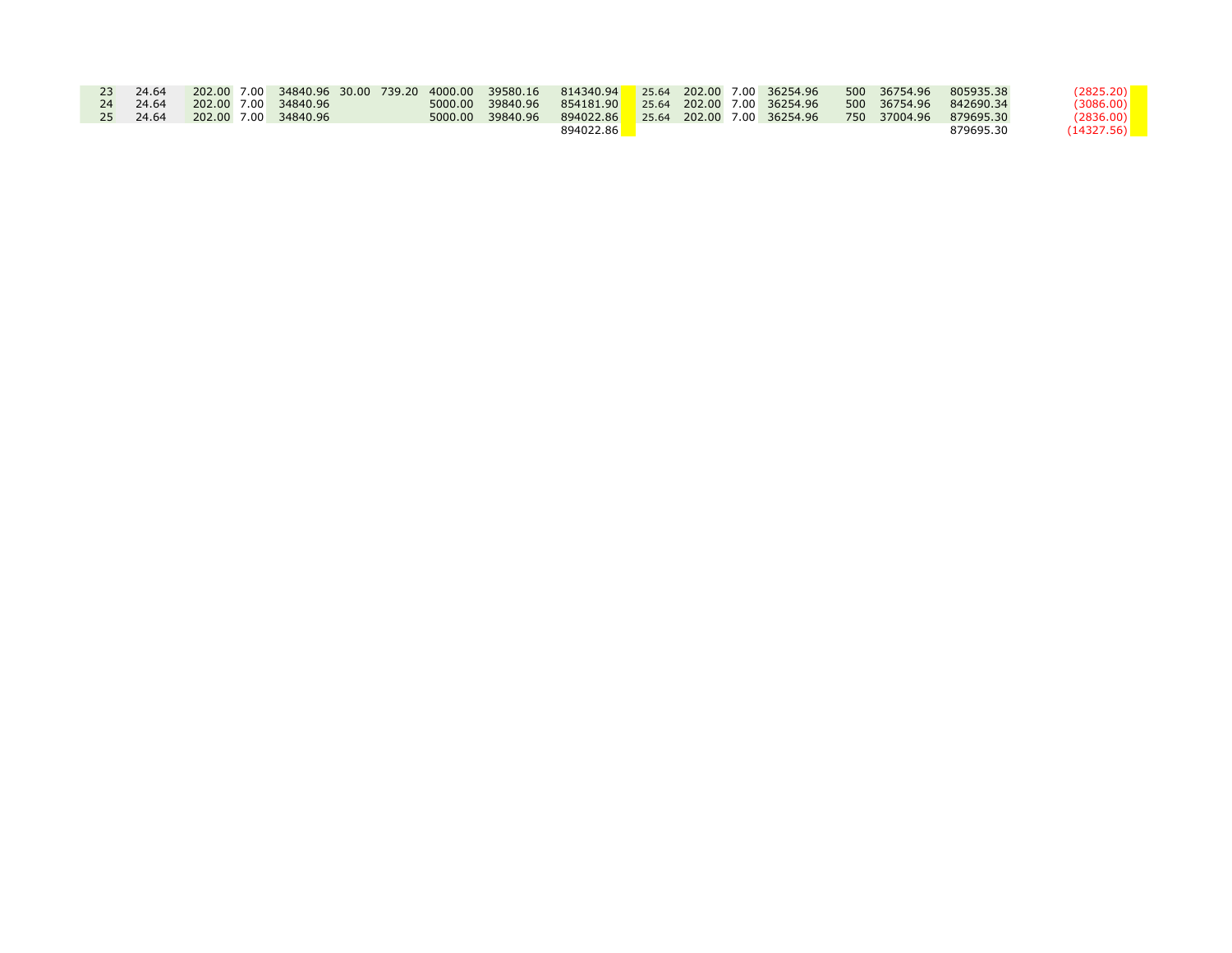| | | | | | | | | | | | | | | | | | |
|---|---|---|---|---|---|---|---|---|---|---|---|---|---|---|---|---|---|
| 23 | 24.64 | 202.00 | 7.00 | 34840.96 | 30.00 | 739.20 | 4000.00 | 39580.16 | 814340.94 | 25.64 | 202.00 | 7.00 | 36254.96 | 500 | 36754.96 | 805935.38 | (2825.20) |
| 24 | 24.64 | 202.00 | 7.00 | 34840.96 | | | 5000.00 | 39840.96 | 854181.90 | 25.64 | 202.00 | 7.00 | 36254.96 | 500 | 36754.96 | 842690.34 | (3086.00) |
| 25 | 24.64 | 202.00 | 7.00 | 34840.96 | | | 5000.00 | 39840.96 | 894022.86 | 25.64 | 202.00 | 7.00 | 36254.96 | 750 | 37004.96 | 879695.30 | (2836.00) |
| | | | | | | | | | 894022.86 | | | | | | | 879695.30 | (14327.56) |